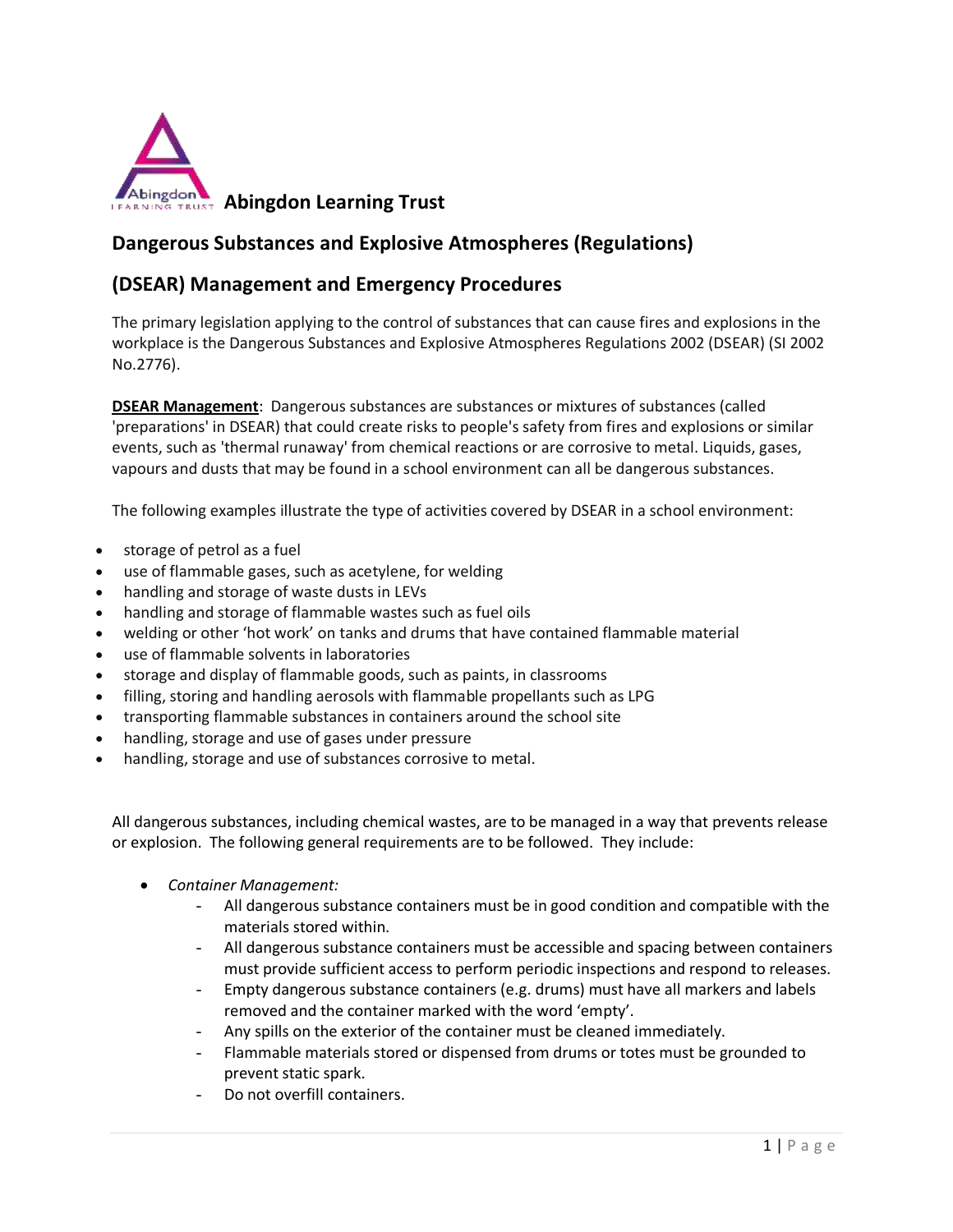# Abingdon Learning Trust

## Dangerous Substances and Explosive Atmospheres (Regulations)

## (DSEAR) Management and Emergency Procedures

The primary legislation applying to the control of substances that can cause fires and explosions in the workplace is the Dangerous Substances and Explosive Atmospheres Regulations 2002 (DSEAR) (SI 2002 No.2776).

**DSEAR Management**: Dangerous substances are substances or mixtures of substances (called 'preparations' in DSEAR) that could create risks to people's safety from fires and explosions or similar events, such as 'thermal runaway' from chemical reactions or are corrosive to metal. Liquids, gases, vapours and dusts that may be found in a school environment can all be dangerous substances.

The following examples illustrate the type of activities covered by DSEAR in a school environment:

- storage of petrol as a fuel
- use of flammable gases, such as acetylene, for welding
- handling and storage of waste dusts in LEVs
- handling and storage of flammable wastes such as fuel oils
- welding or other 'hot work' on tanks and drums that have contained flammable material
- use of flammable solvents in laboratories
- storage and display of flammable goods, such as paints, in classrooms
- filling, storing and handling aerosols with flammable propellants such as LPG
- transporting flammable substances in containers around the school site
- handling, storage and use of gases under pressure
- handling, storage and use of substances corrosive to metal.

All dangerous substances, including chemical wastes, are to be managed in a way that prevents release or explosion. The following general requirements are to be followed. They include:

- *Container Management:*
  - All dangerous substance containers must be in good condition and compatible with the materials stored within.
  - All dangerous substance containers must be accessible and spacing between containers must provide sufficient access to perform periodic inspections and respond to releases.
  - Empty dangerous substance containers (e.g. drums) must have all markers and labels removed and the container marked with the word 'empty'.
  - Any spills on the exterior of the container must be cleaned immediately.
  - Flammable materials stored or dispensed from drums or totes must be grounded to prevent static spark.
  - Do not overfill containers.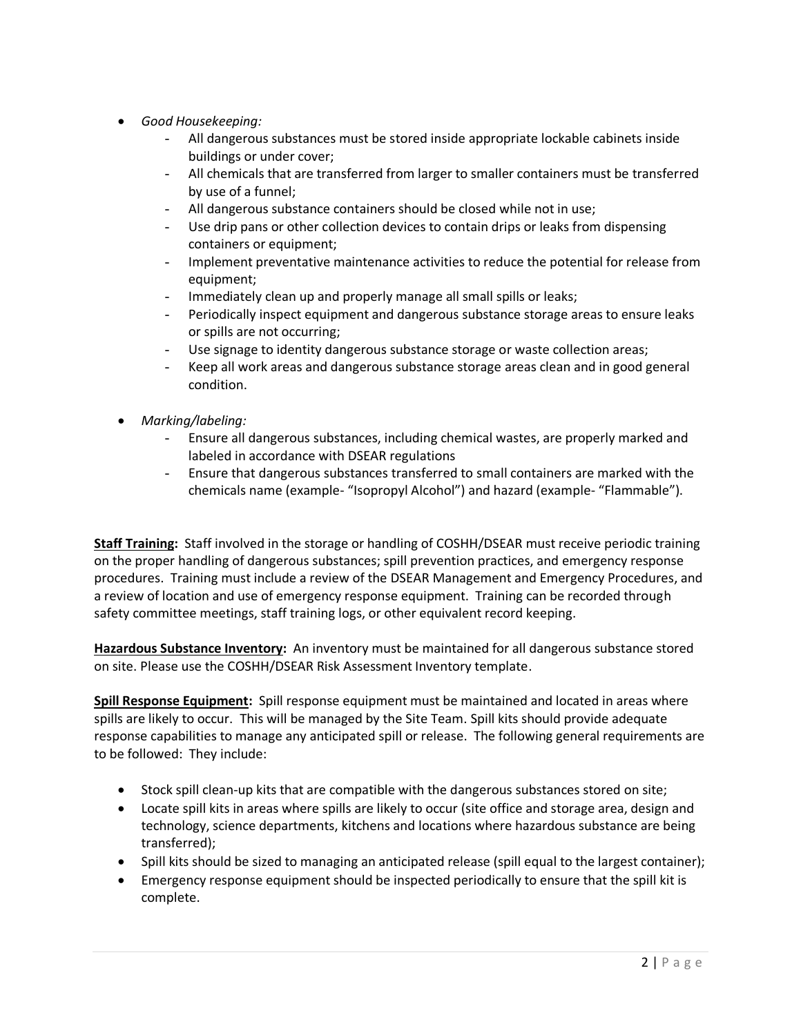- *Good Housekeeping:*
    - All dangerous substances must be stored inside appropriate lockable cabinets inside buildings or under cover;
    - All chemicals that are transferred from larger to smaller containers must be transferred by use of a funnel;
    - All dangerous substance containers should be closed while not in use;
    - Use drip pans or other collection devices to contain drips or leaks from dispensing containers or equipment;
    - Implement preventative maintenance activities to reduce the potential for release from equipment;
    - Immediately clean up and properly manage all small spills or leaks;
    - Periodically inspect equipment and dangerous substance storage areas to ensure leaks or spills are not occurring;
    - Use signage to identity dangerous substance storage or waste collection areas;
    - Keep all work areas and dangerous substance storage areas clean and in good general condition.

- *Marking/labeling:*
    - Ensure all dangerous substances, including chemical wastes, are properly marked and labeled in accordance with DSEAR regulations
    - Ensure that dangerous substances transferred to small containers are marked with the chemicals name (example- "Isopropyl Alcohol") and hazard (example- "Flammable").

**Staff Training:** Staff involved in the storage or handling of COSHH/DSEAR must receive periodic training on the proper handling of dangerous substances; spill prevention practices, and emergency response procedures. Training must include a review of the DSEAR Management and Emergency Procedures, and a review of location and use of emergency response equipment. Training can be recorded through safety committee meetings, staff training logs, or other equivalent record keeping.

**Hazardous Substance Inventory:** An inventory must be maintained for all dangerous substance stored on site. Please use the COSHH/DSEAR Risk Assessment Inventory template.

**Spill Response Equipment:** Spill response equipment must be maintained and located in areas where spills are likely to occur. This will be managed by the Site Team. Spill kits should provide adequate response capabilities to manage any anticipated spill or release. The following general requirements are to be followed: They include:

- Stock spill clean-up kits that are compatible with the dangerous substances stored on site;
- Locate spill kits in areas where spills are likely to occur (site office and storage area, design and technology, science departments, kitchens and locations where hazardous substance are being transferred);
- Spill kits should be sized to managing an anticipated release (spill equal to the largest container);
- Emergency response equipment should be inspected periodically to ensure that the spill kit is complete.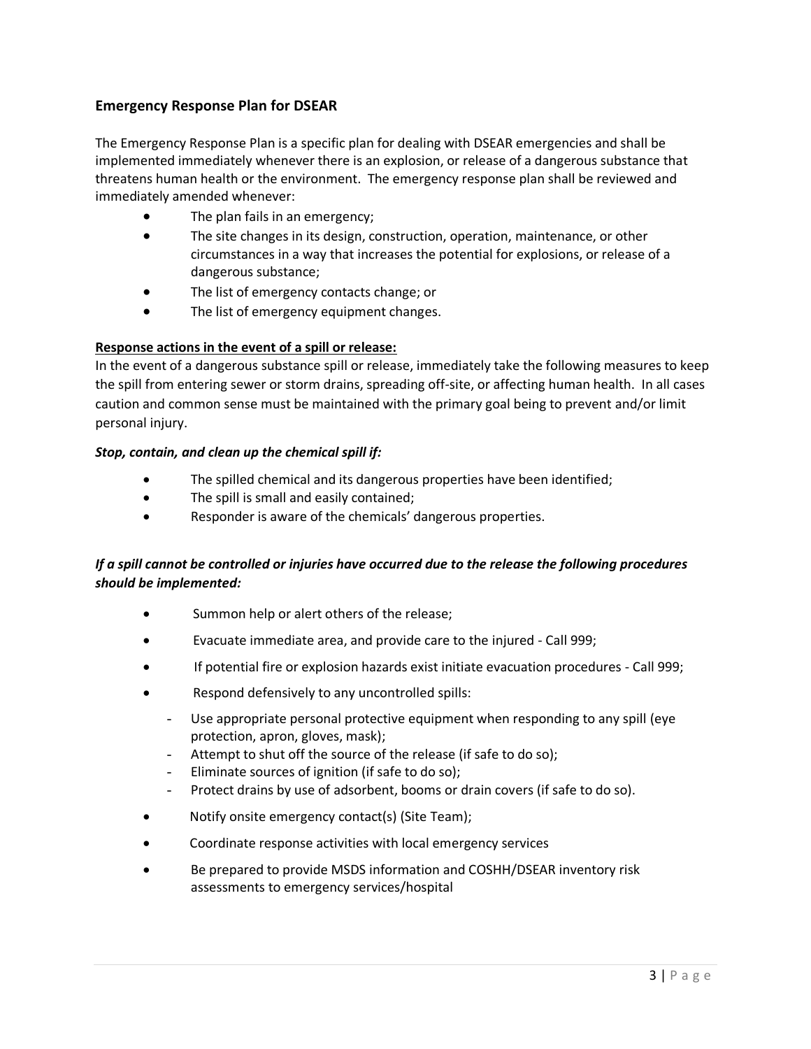## Emergency Response Plan for DSEAR

The Emergency Response Plan is a specific plan for dealing with DSEAR emergencies and shall be implemented immediately whenever there is an explosion, or release of a dangerous substance that threatens human health or the environment. The emergency response plan shall be reviewed and immediately amended whenever:

- The plan fails in an emergency;
- The site changes in its design, construction, operation, maintenance, or other circumstances in a way that increases the potential for explosions, or release of a dangerous substance;
- The list of emergency contacts change; or
- The list of emergency equipment changes.

**<u>Response actions in the event of a spill or release:</u>**

In the event of a dangerous substance spill or release, immediately take the following measures to keep the spill from entering sewer or storm drains, spreading off-site, or affecting human health. In all cases caution and common sense must be maintained with the primary goal being to prevent and/or limit personal injury.

***Stop, contain, and clean up the chemical spill if:***

- The spilled chemical and its dangerous properties have been identified;
- The spill is small and easily contained;
- Responder is aware of the chemicals' dangerous properties.

***If a spill cannot be controlled or injuries have occurred due to the release the following procedures should be implemented:***

- Summon help or alert others of the release;
- Evacuate immediate area, and provide care to the injured - Call 999;
- If potential fire or explosion hazards exist initiate evacuation procedures - Call 999;
- Respond defensively to any uncontrolled spills:
  - Use appropriate personal protective equipment when responding to any spill (eye protection, apron, gloves, mask);
  - Attempt to shut off the source of the release (if safe to do so);
  - Eliminate sources of ignition (if safe to do so);
  - Protect drains by use of adsorbent, booms or drain covers (if safe to do so).
- Notify onsite emergency contact(s) (Site Team);
- Coordinate response activities with local emergency services
- Be prepared to provide MSDS information and COSHH/DSEAR inventory risk assessments to emergency services/hospital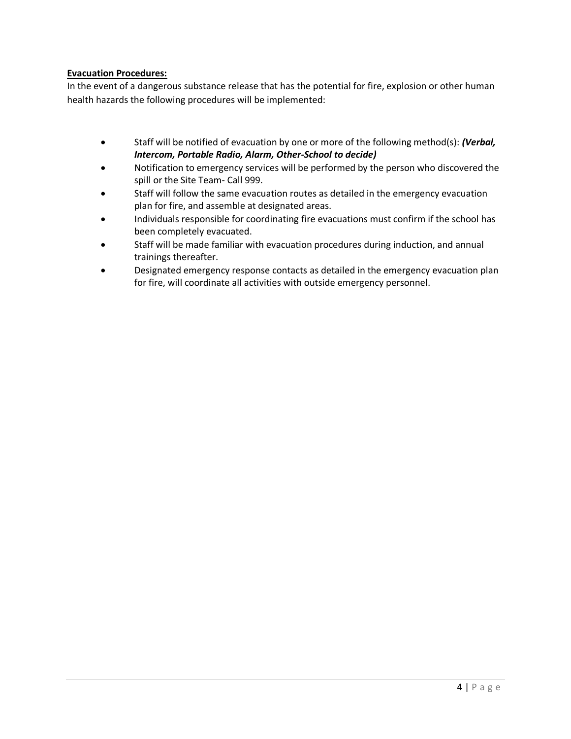**Evacuation Procedures:**

In the event of a dangerous substance release that has the potential for fire, explosion or other human health hazards the following procedures will be implemented:

- Staff will be notified of evacuation by one or more of the following method(s): ***(Verbal, Intercom, Portable Radio, Alarm, Other-School to decide)***
- Notification to emergency services will be performed by the person who discovered the spill or the Site Team- Call 999.
- Staff will follow the same evacuation routes as detailed in the emergency evacuation plan for fire, and assemble at designated areas.
- Individuals responsible for coordinating fire evacuations must confirm if the school has been completely evacuated.
- Staff will be made familiar with evacuation procedures during induction, and annual trainings thereafter.
- Designated emergency response contacts as detailed in the emergency evacuation plan for fire, will coordinate all activities with outside emergency personnel.